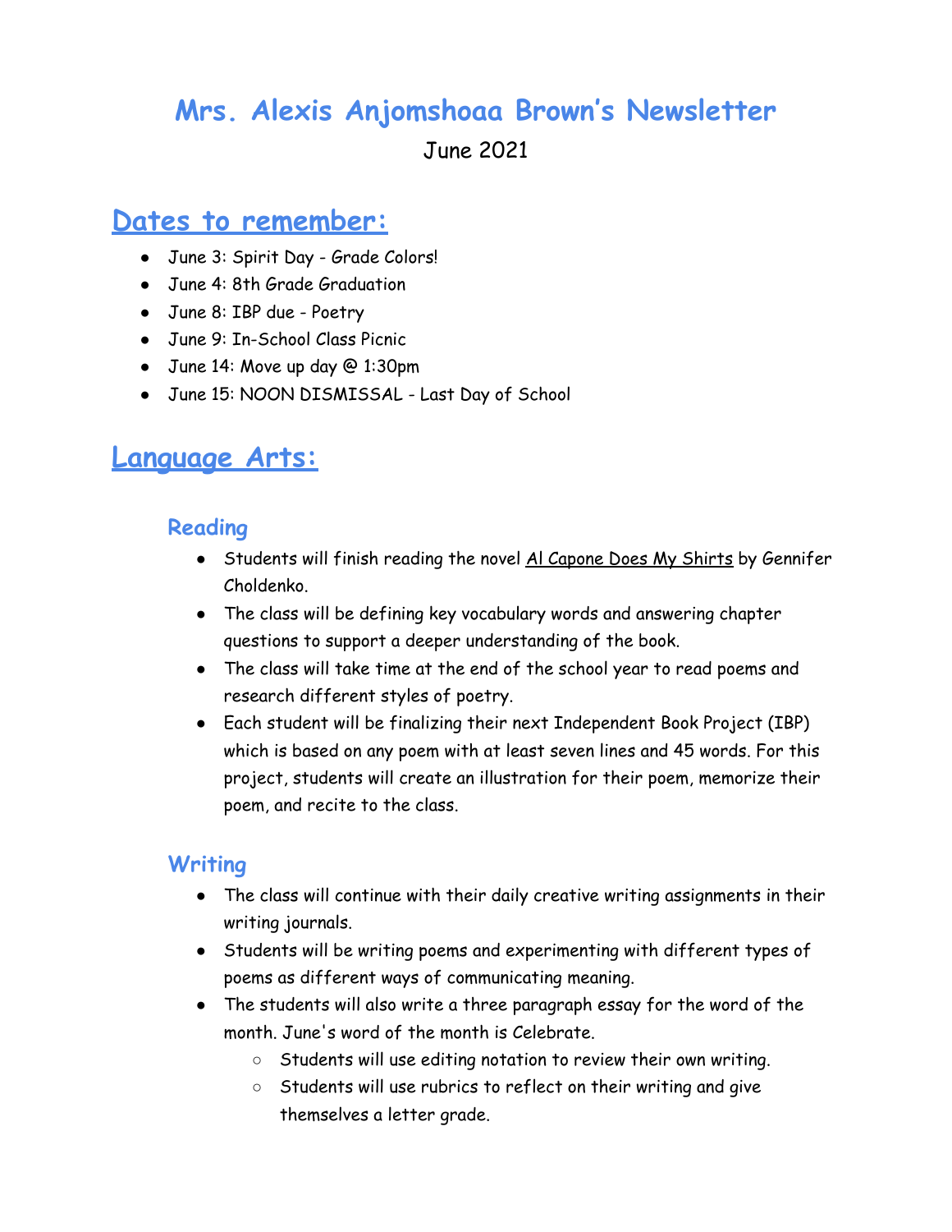# Mrs. Alexis Anjomshoaa Brown's Newsletter

June 2021

## Dates to remember:

- June 3: Spirit Day - Grade Colors!
- June 4: 8th Grade Graduation
- June 8: IBP due - Poetry
- June 9: In-School Class Picnic
- June 14: Move up day @ 1:30pm
- June 15: NOON DISMISSAL - Last Day of School

## Language Arts:

### Reading

- Students will finish reading the novel Al Capone Does My Shirts by Gennifer Choldenko.
- The class will be defining key vocabulary words and answering chapter questions to support a deeper understanding of the book.
- The class will take time at the end of the school year to read poems and research different styles of poetry.
- Each student will be finalizing their next Independent Book Project (IBP) which is based on any poem with at least seven lines and 45 words. For this project, students will create an illustration for their poem, memorize their poem, and recite to the class.

### Writing

- The class will continue with their daily creative writing assignments in their writing journals.
- Students will be writing poems and experimenting with different types of poems as different ways of communicating meaning.
- The students will also write a three paragraph essay for the word of the month. June's word of the month is Celebrate.
  - Students will use editing notation to review their own writing.
  - Students will use rubrics to reflect on their writing and give themselves a letter grade.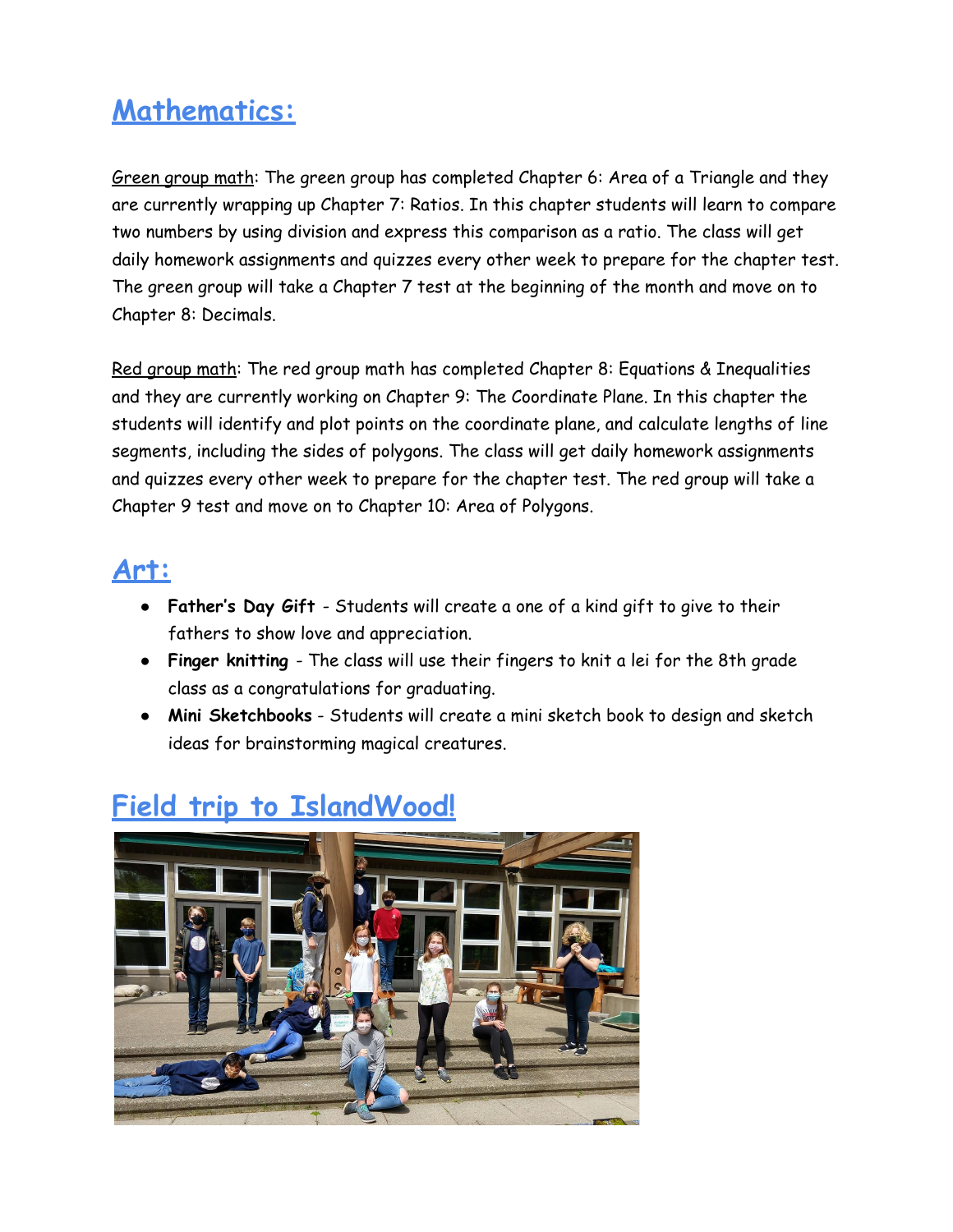## Mathematics:

Green group math: The green group has completed Chapter 6: Area of a Triangle and they are currently wrapping up Chapter 7: Ratios. In this chapter students will learn to compare two numbers by using division and express this comparison as a ratio. The class will get daily homework assignments and quizzes every other week to prepare for the chapter test. The green group will take a Chapter 7 test at the beginning of the month and move on to Chapter 8: Decimals.

Red group math: The red group math has completed Chapter 8: Equations & Inequalities and they are currently working on Chapter 9: The Coordinate Plane. In this chapter the students will identify and plot points on the coordinate plane, and calculate lengths of line segments, including the sides of polygons. The class will get daily homework assignments and quizzes every other week to prepare for the chapter test. The red group will take a Chapter 9 test and move on to Chapter 10: Area of Polygons.

## Art:

- **Father's Day Gift** - Students will create a one of a kind gift to give to their fathers to show love and appreciation.
- **Finger knitting** - The class will use their fingers to knit a lei for the 8th grade class as a congratulations for graduating.
- **Mini Sketchbooks** - Students will create a mini sketch book to design and sketch ideas for brainstorming magical creatures.

## Field trip to IslandWood!